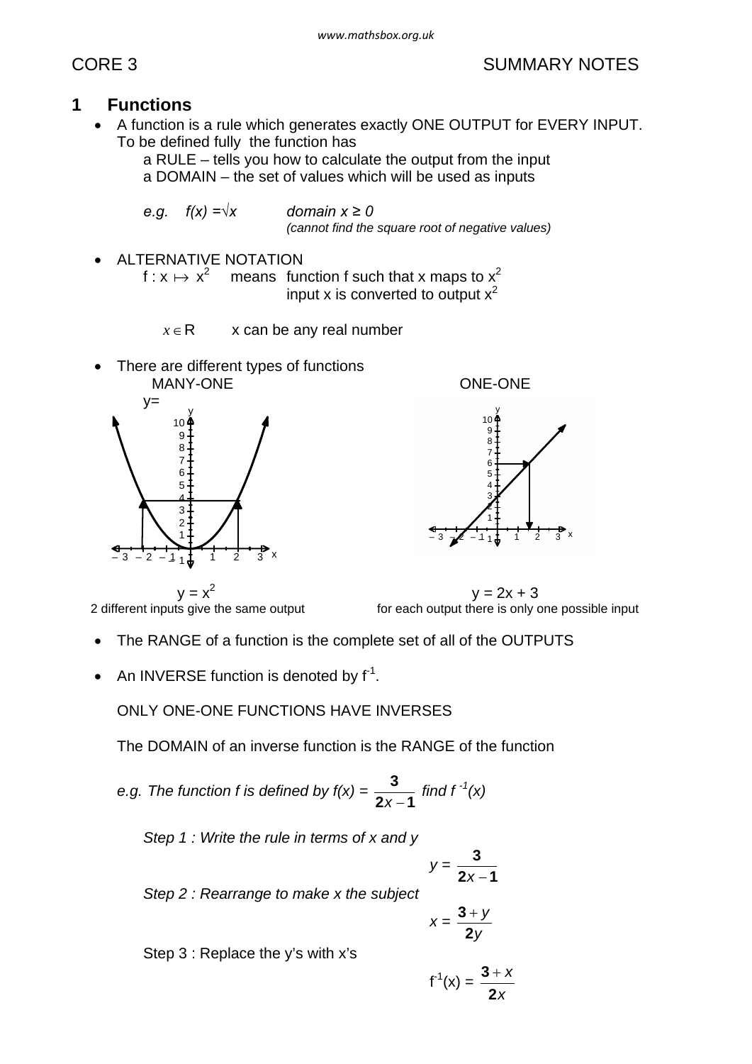CORE 3 SUMMARY NOTES

## 1 Functions

- A function is a rule which generates exactly ONE OUTPUT for EVERY INPUT. To be defined fully the function has
  a RULE – tells you how to calculate the output from the input
  a DOMAIN – the set of values which will be used as inputs

  *e.g.* $f(x) = \sqrt{x}$ *domain* $x \geq 0$
  *(cannot find the square root of negative values)*

- ALTERNATIVE NOTATION
  $f : x \mapsto x^2$ means function f such that x maps to $x^2$
  input x is converted to output $x^2$

  $x \in \mathbb{R}$ x can be any real number

- There are different types of functions

MANY-ONE

y=

$y = x^2$
2 different inputs give the same output

ONE-ONE

$y = 2x + 3$
for each output there is only one possible input

- The RANGE of a function is the complete set of all of the OUTPUTS

- An INVERSE function is denoted by $f^{-1}$.

  ONLY ONE-ONE FUNCTIONS HAVE INVERSES

  The DOMAIN of an inverse function is the RANGE of the function

  *e.g. The function f is defined by* $f(x) = \dfrac{3}{2x-1}$ *find* $f^{-1}(x)$

  *Step 1 : Write the rule in terms of x and y*

  $$y = \frac{3}{2x-1}$$

  *Step 2 : Rearrange to make x the subject*

  $$x = \frac{3+y}{2y}$$

  Step 3 : Replace the y's with x's

  $$f^{-1}(x) = \frac{3+x}{2x}$$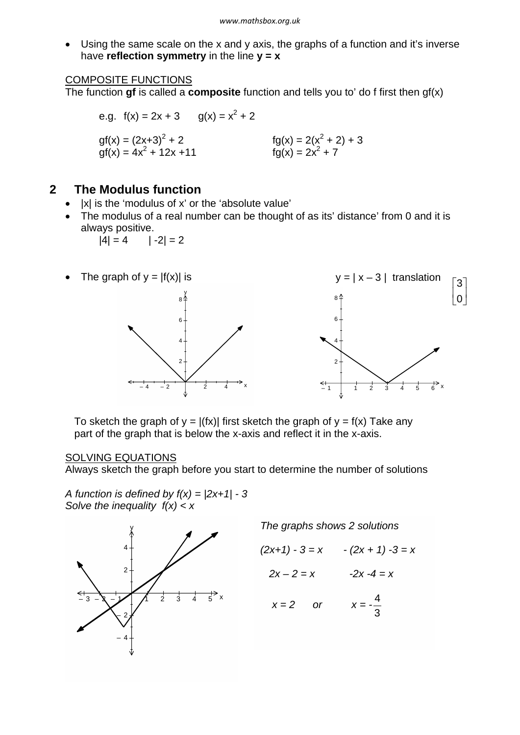- Using the same scale on the x and y axis, the graphs of a function and it's inverse have **reflection symmetry** in the line **y = x**

COMPOSITE FUNCTIONS

The function **gf** is called a **composite** function and tells you to' do f first then gf(x)

e.g. $f(x) = 2x + 3$ $g(x) = x^2 + 2$

$gf(x) = (2x+3)^2 + 2$

$gf(x) = 4x^2 + 12x + 11$

$fg(x) = 2(x^2 + 2) + 3$

$fg(x) = 2x^2 + 7$

## 2 The Modulus function

- |x| is the 'modulus of x' or the 'absolute value'
- The modulus of a real number can be thought of as its' distance' from 0 and it is always positive.

  $|4| = 4$ $|-2| = 2$

- The graph of $y = |f(x)|$ is

$y = |x - 3|$ translation $\begin{bmatrix} 3 \\ 0 \end{bmatrix}$

To sketch the graph of y = |(fx)| first sketch the graph of y = f(x) Take any part of the graph that is below the x-axis and reflect it in the x-axis.

SOLVING EQUATIONS

Always sketch the graph before you start to determine the number of solutions

*A function is defined by $f(x) = |2x+1| - 3$*
*Solve the inequality $f(x) < x$*

*The graphs shows 2 solutions*

$(2x+1) - 3 = x$ $\quad\quad$ $-(2x + 1) - 3 = x$

$2x - 2 = x$ $\quad\quad$ $-2x - 4 = x$

$x = 2$ *or* $\quad\quad$ $x = -\dfrac{4}{3}$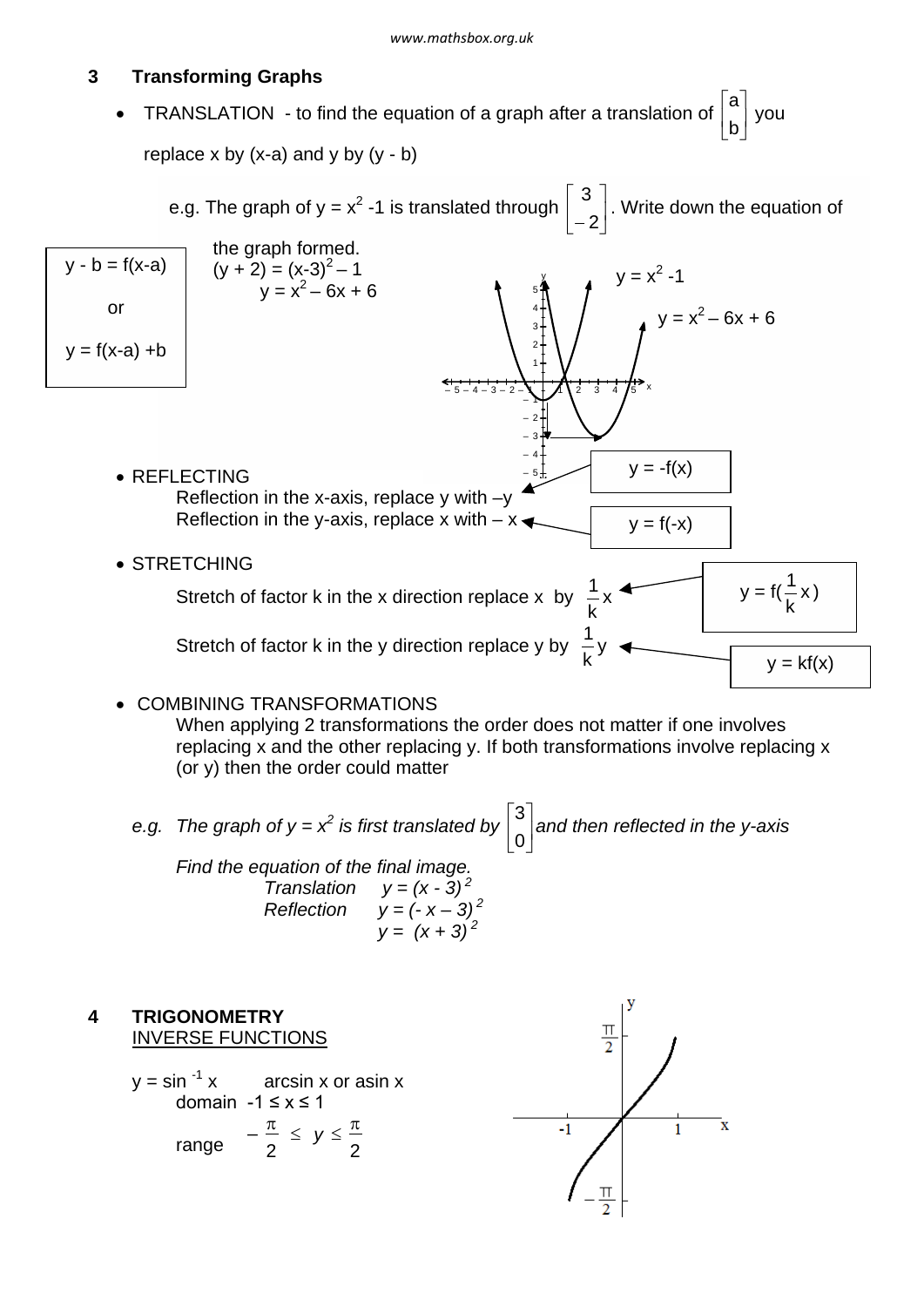## 3 Transforming Graphs

- TRANSLATION - to find the equation of a graph after a translation of $\begin{bmatrix} a \\ b \end{bmatrix}$ you replace x by (x-a) and y by (y - b)

  e.g. The graph of $y = x^2 - 1$ is translated through $\begin{bmatrix} 3 \\ -2 \end{bmatrix}$. Write down the equation of the graph formed.

  $(y + 2) = (x-3)^2 - 1$

  $y = x^2 - 6x + 6$

  $y - b = f(x-a)$

  or

  $y = f(x-a) + b$

  $y = x^2 - 1$

  $y = x^2 - 6x + 6$

- REFLECTING

  Reflection in the x-axis, replace y with $-y$ — $y = -f(x)$

  Reflection in the y-axis, replace x with $-x$ — $y = f(-x)$

- STRETCHING

  Stretch of factor k in the x direction replace x by $\frac{1}{k}x$ — $y = f(\frac{1}{k}x)$

  Stretch of factor k in the y direction replace y by $\frac{1}{k}y$ — $y = kf(x)$

- COMBINING TRANSFORMATIONS

  When applying 2 transformations the order does not matter if one involves replacing x and the other replacing y. If both transformations involve replacing x (or y) then the order could matter

  *e.g. The graph of $y = x^2$ is first translated by $\begin{bmatrix} 3 \\ 0 \end{bmatrix}$ and then reflected in the y-axis*

  *Find the equation of the final image.*

  *Translation* $y = (x - 3)^2$

  *Reflection* $y = (-x - 3)^2$

  $y = (x + 3)^2$

## 4 TRIGONOMETRY

INVERSE FUNCTIONS

$y = \sin^{-1} x$ arcsin x or asin x

domain $-1 \le x \le 1$

range $-\frac{\pi}{2} \le y \le \frac{\pi}{2}$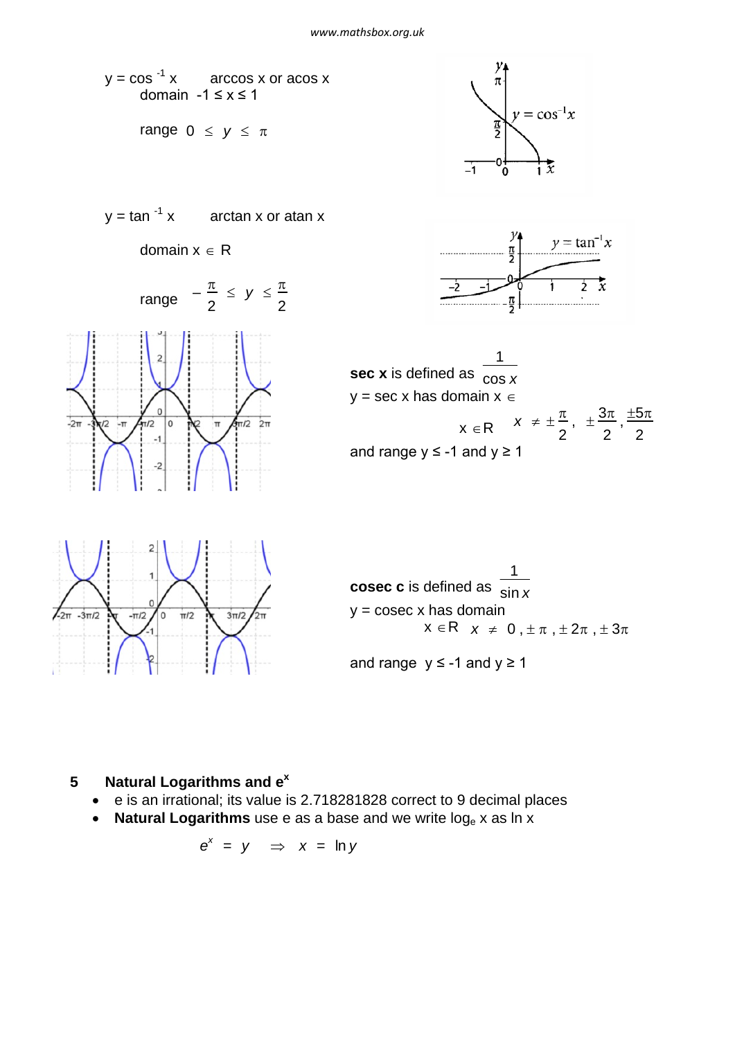$y = \cos^{-1} x$ arccos x or acos x

domain $-1 \leq x \leq 1$

range $0 \leq y \leq \pi$

$y = \tan^{-1} x$ arctan x or atan x

domain $x \in \mathbb{R}$

range $-\frac{\pi}{2} \leq y \leq \frac{\pi}{2}$

**sec x** is defined as $\frac{1}{\cos x}$

y = sec x has domain $x \in \mathbb{R}$ $x \neq \pm\frac{\pi}{2}, \pm\frac{3\pi}{2}, \frac{\pm 5\pi}{2}$

and range $y \leq -1$ and $y \geq 1$

**cosec c** is defined as $\frac{1}{\sin x}$

y = cosec x has domain $x \in \mathbb{R}$ $x \neq 0, \pm\pi, \pm 2\pi, \pm 3\pi$

and range $y \leq -1$ and $y \geq 1$

## 5 Natural Logarithms and $e^x$

- e is an irrational; its value is 2.718281828 correct to 9 decimal places
- **Natural Logarithms** use e as a base and we write $\log_e x$ as $\ln x$

$$e^x = y \quad \Rightarrow \quad x = \ln y$$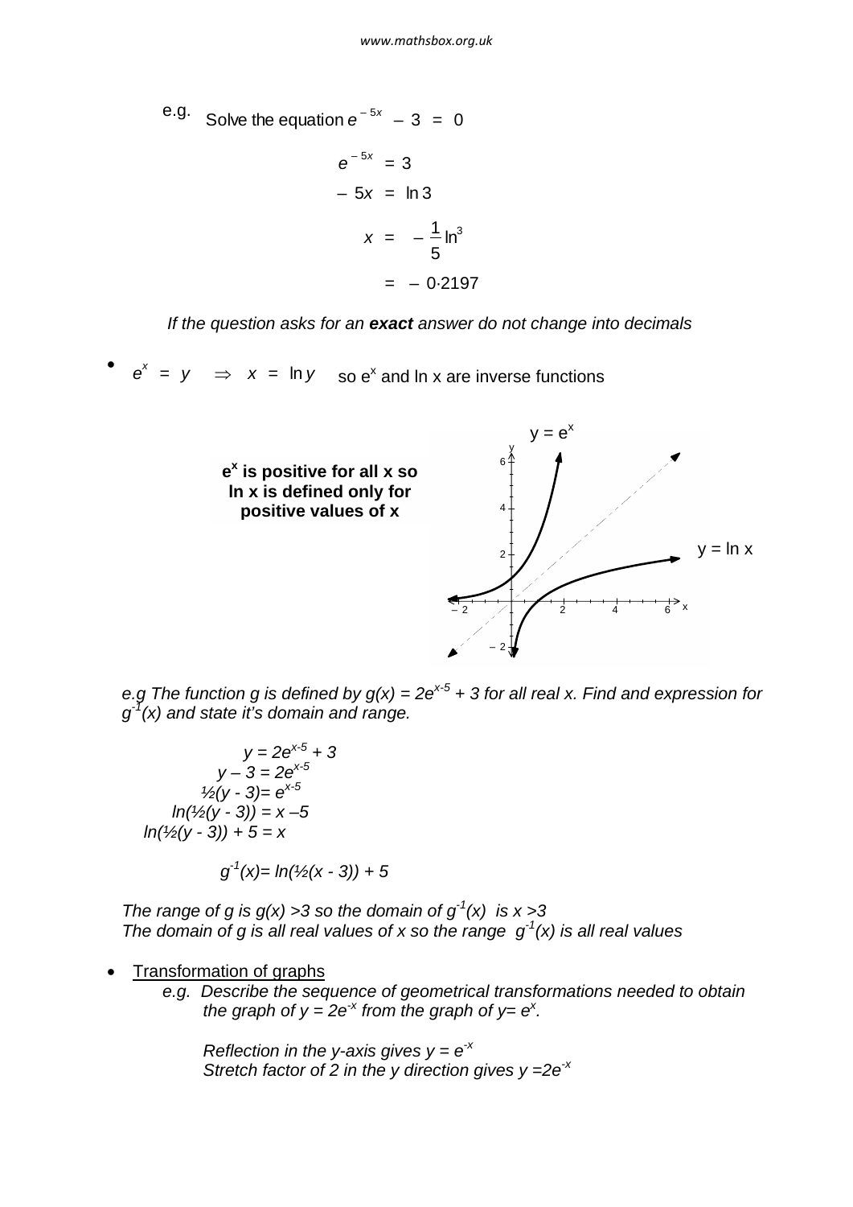e.g. Solve the equation $e^{-5x} - 3 = 0$

$$e^{-5x} = 3$$

$$-5x = \ln 3$$

$$x = -\frac{1}{5}\ln^3$$

$$= -0{\cdot}2197$$

*If the question asks for an **exact** answer do not change into decimals*

- $e^x = y \quad \Rightarrow \quad x = \ln y$ so $e^x$ and ln x are inverse functions

**$e^x$ is positive for all x so ln x is defined only for positive values of x**

$y = e^x$

$y = \ln x$

*e.g The function g is defined by $g(x) = 2e^{x-5} + 3$ for all real x. Find and expression for $g^{-1}(x)$ and state it's domain and range.*

$$y = 2e^{x-5} + 3$$

$$y - 3 = 2e^{x-5}$$

$$\tfrac{1}{2}(y - 3) = e^{x-5}$$

$$\ln(\tfrac{1}{2}(y - 3)) = x - 5$$

$$\ln(\tfrac{1}{2}(y - 3)) + 5 = x$$

$$g^{-1}(x) = \ln(\tfrac{1}{2}(x - 3)) + 5$$

*The range of g is $g(x) > 3$ so the domain of $g^{-1}(x)$ is $x > 3$*
*The domain of g is all real values of x so the range $g^{-1}(x)$ is all real values*

- Transformation of graphs
  *e.g. Describe the sequence of geometrical transformations needed to obtain the graph of $y = 2e^{-x}$ from the graph of $y = e^x$.*

  *Reflection in the y-axis gives $y = e^{-x}$*
  *Stretch factor of 2 in the y direction gives $y = 2e^{-x}$*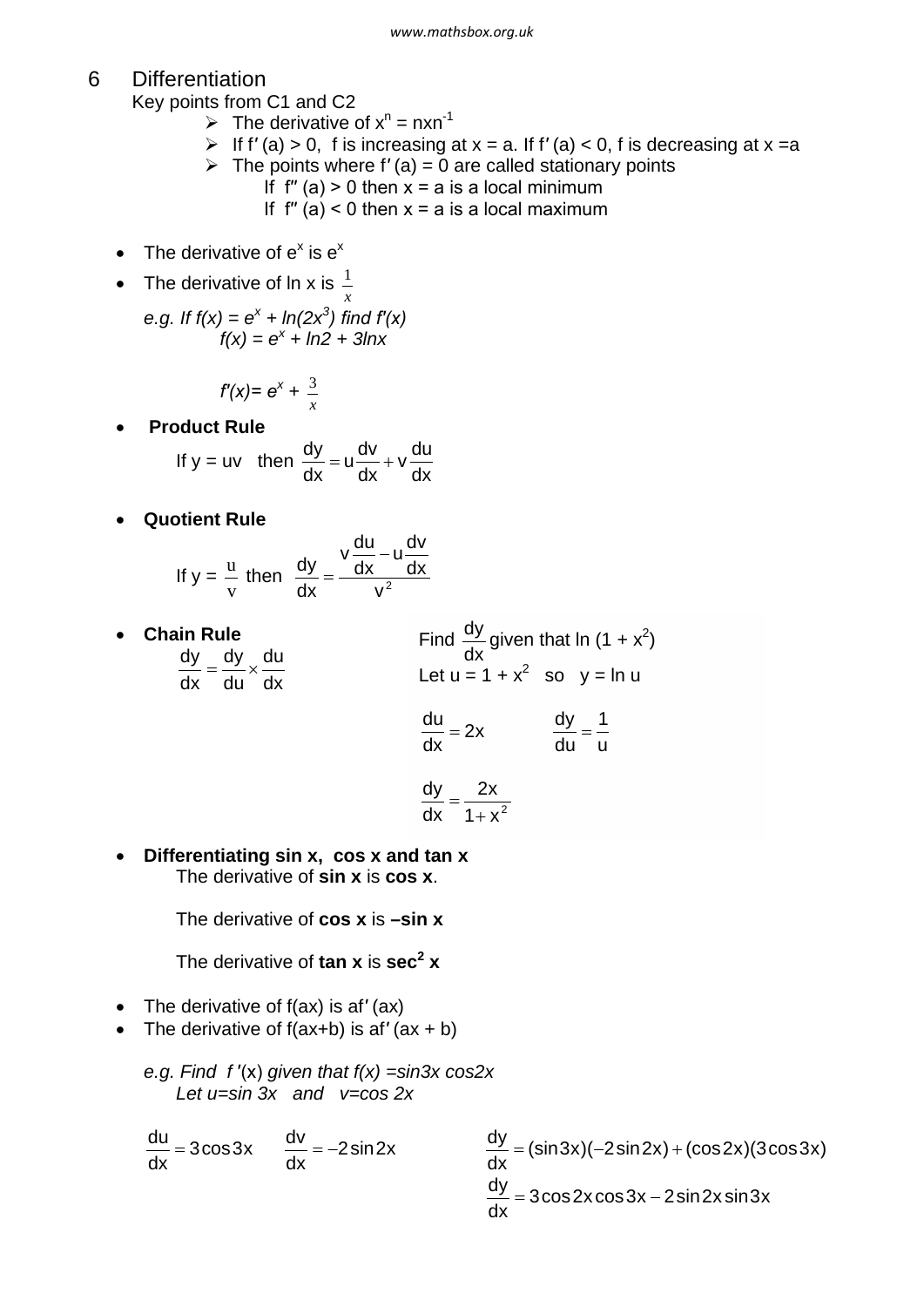## 6 Differentiation

Key points from C1 and C2

- The derivative of $x^n = nx^{n-1}$
- If $f'(a) > 0$, f is increasing at x = a. If $f'(a) < 0$, f is decreasing at x = a
- The points where $f'(a) = 0$ are called stationary points
  - If $f''(a) > 0$ then x = a is a local minimum
  - If $f''(a) < 0$ then x = a is a local maximum

- The derivative of $e^x$ is $e^x$
- The derivative of ln x is $\frac{1}{x}$

  *e.g. If $f(x) = e^x + \ln(2x^3)$ find $f'(x)$*

  $f(x) = e^x + \ln 2 + 3\ln x$

  $f'(x) = e^x + \frac{3}{x}$

- **Product Rule**

  If y = uv then $\frac{dy}{dx} = u\frac{dv}{dx} + v\frac{du}{dx}$

- **Quotient Rule**

  If $y = \frac{u}{v}$ then $\frac{dy}{dx} = \frac{v\frac{du}{dx} - u\frac{dv}{dx}}{v^2}$

- **Chain Rule**

  $\frac{dy}{dx} = \frac{dy}{du} \times \frac{du}{dx}$

  Find $\frac{dy}{dx}$ given that $\ln(1 + x^2)$

  Let $u = 1 + x^2$ so $y = \ln u$

  $\frac{du}{dx} = 2x \qquad \frac{dy}{du} = \frac{1}{u}$

  $\frac{dy}{dx} = \frac{2x}{1 + x^2}$

- **Differentiating sin x, cos x and tan x**

  The derivative of **sin x** is **cos x**.

  The derivative of **cos x** is **–sin x**

  The derivative of **tan x** is **$\sec^2 x$**

- The derivative of f(ax) is $af'(ax)$
- The derivative of f(ax+b) is $af'(ax + b)$

  *e.g. Find $f'(x)$ given that $f(x) = \sin 3x \cos 2x$*

  *Let $u = \sin 3x$ and $v = \cos 2x$*

  $\frac{du}{dx} = 3\cos 3x \qquad \frac{dv}{dx} = -2\sin 2x$

  $\frac{dy}{dx} = (\sin 3x)(-2\sin 2x) + (\cos 2x)(3\cos 3x)$

  $\frac{dy}{dx} = 3\cos 2x \cos 3x - 2\sin 2x \sin 3x$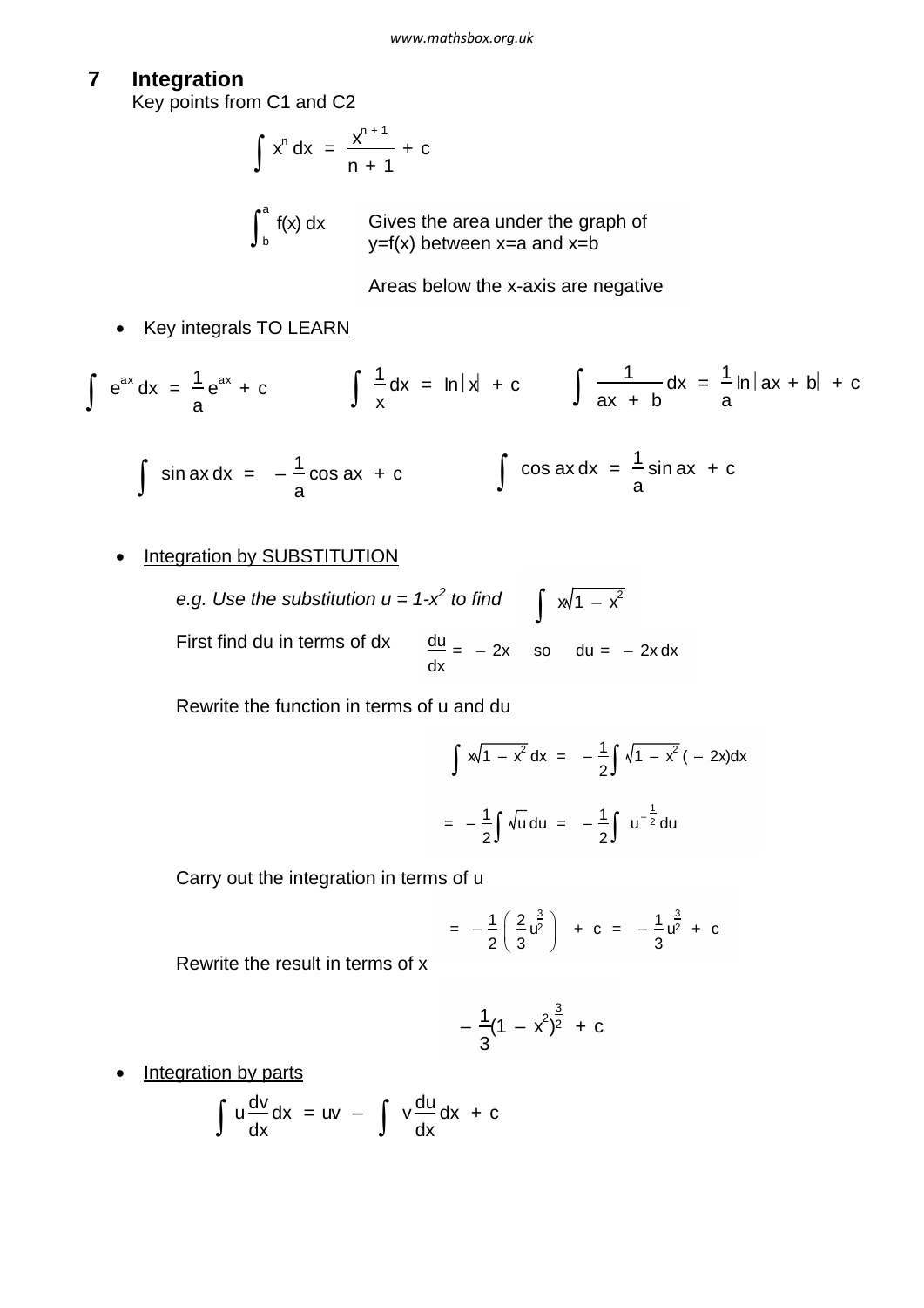## 7 Integration

Key points from C1 and C2

$$\int x^n \, dx = \frac{x^{n+1}}{n+1} + c$$

$\int_b^a f(x)\, dx$ Gives the area under the graph of y=f(x) between x=a and x=b

Areas below the x-axis are negative

- Key integrals TO LEARN

$$\int e^{ax}\, dx = \frac{1}{a}e^{ax} + c \qquad \int \frac{1}{x}\, dx = \ln|x| + c \qquad \int \frac{1}{ax+b}\, dx = \frac{1}{a}\ln|ax+b| + c$$

$$\int \sin ax \, dx = -\frac{1}{a}\cos ax + c \qquad \int \cos ax \, dx = \frac{1}{a}\sin ax + c$$

- Integration by SUBSTITUTION

*e.g. Use the substitution $u = 1-x^2$ to find* $\int x\sqrt{1-x^2}$

First find du in terms of dx $\quad \frac{du}{dx} = -2x \quad$ so $\quad du = -2x\, dx$

Rewrite the function in terms of u and du

$$\int x\sqrt{1-x^2}\, dx = -\frac{1}{2}\int \sqrt{1-x^2}\,(-2x)dx$$

$$= -\frac{1}{2}\int \sqrt{u}\, du = -\frac{1}{2}\int u^{-\frac{1}{2}}\, du$$

Carry out the integration in terms of u

$$= -\frac{1}{2}\left(\frac{2}{3}u^{\frac{3}{2}}\right) + c = -\frac{1}{3}u^{\frac{3}{2}} + c$$

Rewrite the result in terms of x

$$-\frac{1}{3}(1-x^2)^{\frac{3}{2}} + c$$

- Integration by parts

$$\int u\frac{dv}{dx}\, dx = uv - \int v\frac{du}{dx}\, dx + c$$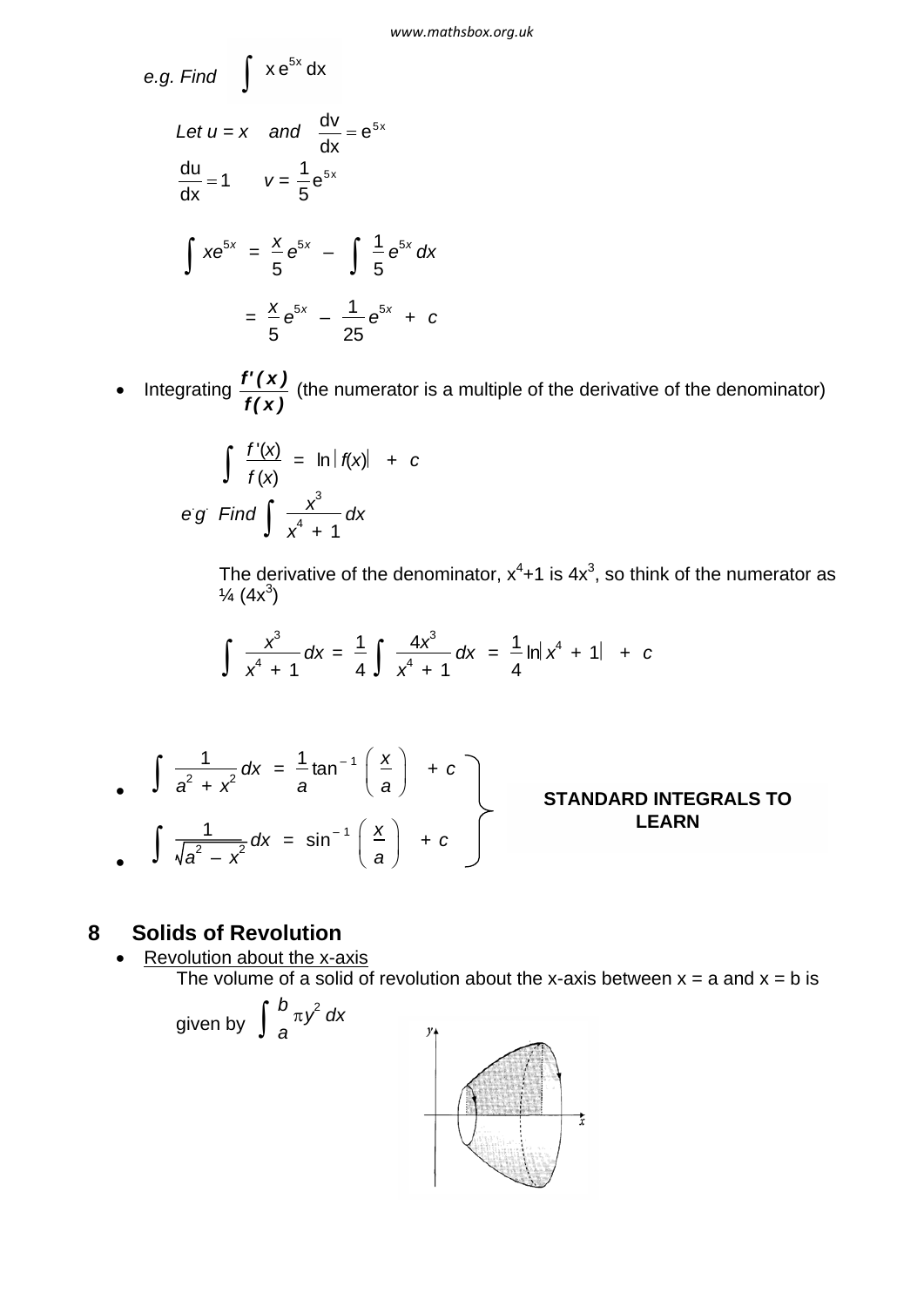*e.g. Find* $\int x e^{5x}\, dx$

*Let* $u = x$ *and* $\frac{dv}{dx} = e^{5x}$

$\frac{du}{dx} = 1 \qquad v = \frac{1}{5}e^{5x}$

$$\int xe^{5x} = \frac{x}{5}e^{5x} - \int \frac{1}{5}e^{5x}\, dx$$

$$= \frac{x}{5}e^{5x} - \frac{1}{25}e^{5x} + c$$

- Integrating $\frac{f'(x)}{f(x)}$ (the numerator is a multiple of the derivative of the denominator)

$$\int \frac{f'(x)}{f(x)} = \ln|f(x)| + c$$

*e.g. Find* $\int \frac{x^3}{x^4 + 1}\, dx$

The derivative of the denominator, $x^4+1$ is $4x^3$, so think of the numerator as ¼ $(4x^3)$

$$\int \frac{x^3}{x^4 + 1}\, dx = \frac{1}{4}\int \frac{4x^3}{x^4 + 1}\, dx = \frac{1}{4}\ln|x^4 + 1| + c$$

- $\int \frac{1}{a^2 + x^2}\, dx = \frac{1}{a}\tan^{-1}\left(\frac{x}{a}\right) + c$
- $\int \frac{1}{\sqrt{a^2 - x^2}}\, dx = \sin^{-1}\left(\frac{x}{a}\right) + c$

**STANDARD INTEGRALS TO LEARN**

## 8 Solids of Revolution

- Revolution about the x-axis

The volume of a solid of revolution about the x-axis between $x = a$ and $x = b$ is given by $\int_a^b \pi y^2\, dx$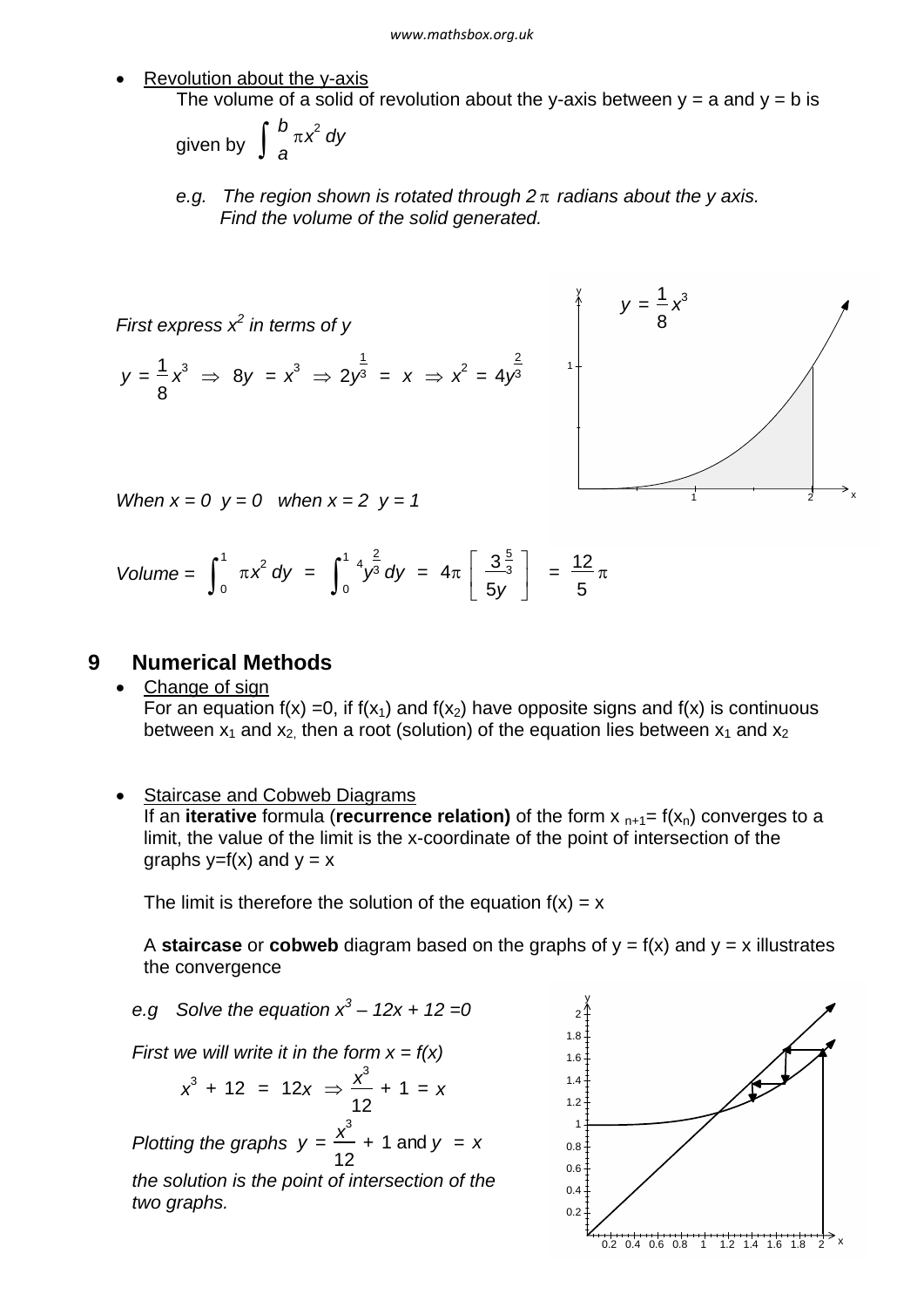- Revolution about the y-axis

  The volume of a solid of revolution about the y-axis between y = a and y = b is given by $\int_a^b \pi x^2 \, dy$

  *e.g. The region shown is rotated through $2\pi$ radians about the y axis. Find the volume of the solid generated.*

*First express $x^2$ in terms of y*

$$y = \frac{1}{8}x^3 \Rightarrow 8y = x^3 \Rightarrow 2y^{\frac{1}{3}} = x \Rightarrow x^2 = 4y^{\frac{2}{3}}$$

*When x = 0  y = 0   when x = 2  y = 1*

$$Volume = \int_0^1 \pi x^2 \, dy = \int_0^1 4y^{\frac{2}{3}} \, dy = 4\pi \left[ \frac{3}{5y}^{\frac{5}{3}} \right] = \frac{12}{5}\pi$$

## 9 Numerical Methods

- Change of sign

  For an equation f(x) =0, if $f(x_1)$ and $f(x_2)$ have opposite signs and f(x) is continuous between $x_1$ and $x_2$, then a root (solution) of the equation lies between $x_1$ and $x_2$

- Staircase and Cobweb Diagrams

  If an **iterative** formula (**recurrence relation)** of the form $x_{n+1} = f(x_n)$ converges to a limit, the value of the limit is the x-coordinate of the point of intersection of the graphs y=f(x) and y = x

  The limit is therefore the solution of the equation f(x) = x

  A **staircase** or **cobweb** diagram based on the graphs of y = f(x) and y = x illustrates the convergence

*e.g  Solve the equation $x^3 - 12x + 12 = 0$*

*First we will write it in the form x = f(x)*

$$x^3 + 12 = 12x \Rightarrow \frac{x^3}{12} + 1 = x$$

*Plotting the graphs $y = \frac{x^3}{12} + 1$ and $y = x$ the solution is the point of intersection of the two graphs.*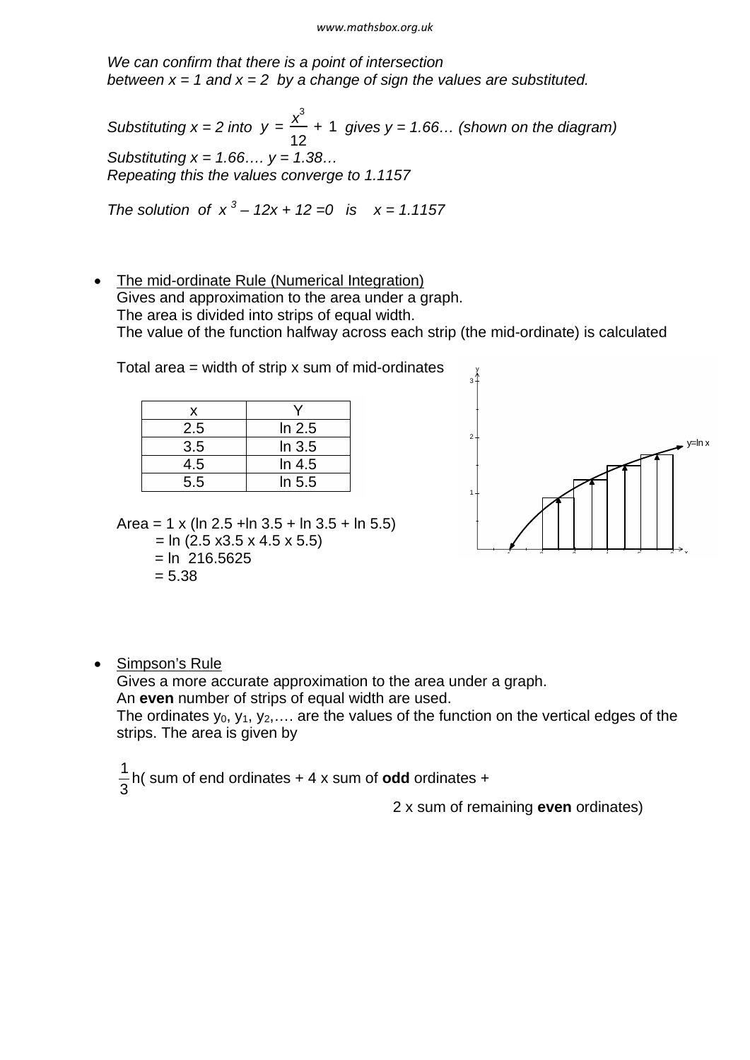*We can confirm that there is a point of intersection between $x = 1$ and $x = 2$ by a change of sign the values are substituted.*

*Substituting $x = 2$ into $y = \frac{x^3}{12} + 1$ gives $y = 1.66\ldots$ (shown on the diagram)*
*Substituting $x = 1.66\ldots$. $y = 1.38\ldots$*
*Repeating this the values converge to 1.1157*

*The solution of $x^3 - 12x + 12 = 0$ is $x = 1.1157$*

- The mid-ordinate Rule (Numerical Integration)
  Gives and approximation to the area under a graph.
  The area is divided into strips of equal width.
  The value of the function halfway across each strip (the mid-ordinate) is calculated

  Total area = width of strip x sum of mid-ordinates

| x | Y |
|---|---|
| 2.5 | ln 2.5 |
| 3.5 | ln 3.5 |
| 4.5 | ln 4.5 |
| 5.5 | ln 5.5 |

y
3
2
1
y=ln x
x

$$\text{Area} = 1 \times (\ln 2.5 + \ln 3.5 + \ln 3.5 + \ln 5.5)$$
$$= \ln (2.5 \times 3.5 \times 4.5 \times 5.5)$$
$$= \ln 216.5625$$
$$= 5.38$$

- Simpson's Rule
  Gives a more accurate approximation to the area under a graph.
  An **even** number of strips of equal width are used.
  The ordinates $y_0$, $y_1$, $y_2$,…. are the values of the function on the vertical edges of the strips. The area is given by

  $\frac{1}{3}$h( sum of end ordinates + 4 x sum of **odd** ordinates + 2 x sum of remaining **even** ordinates)